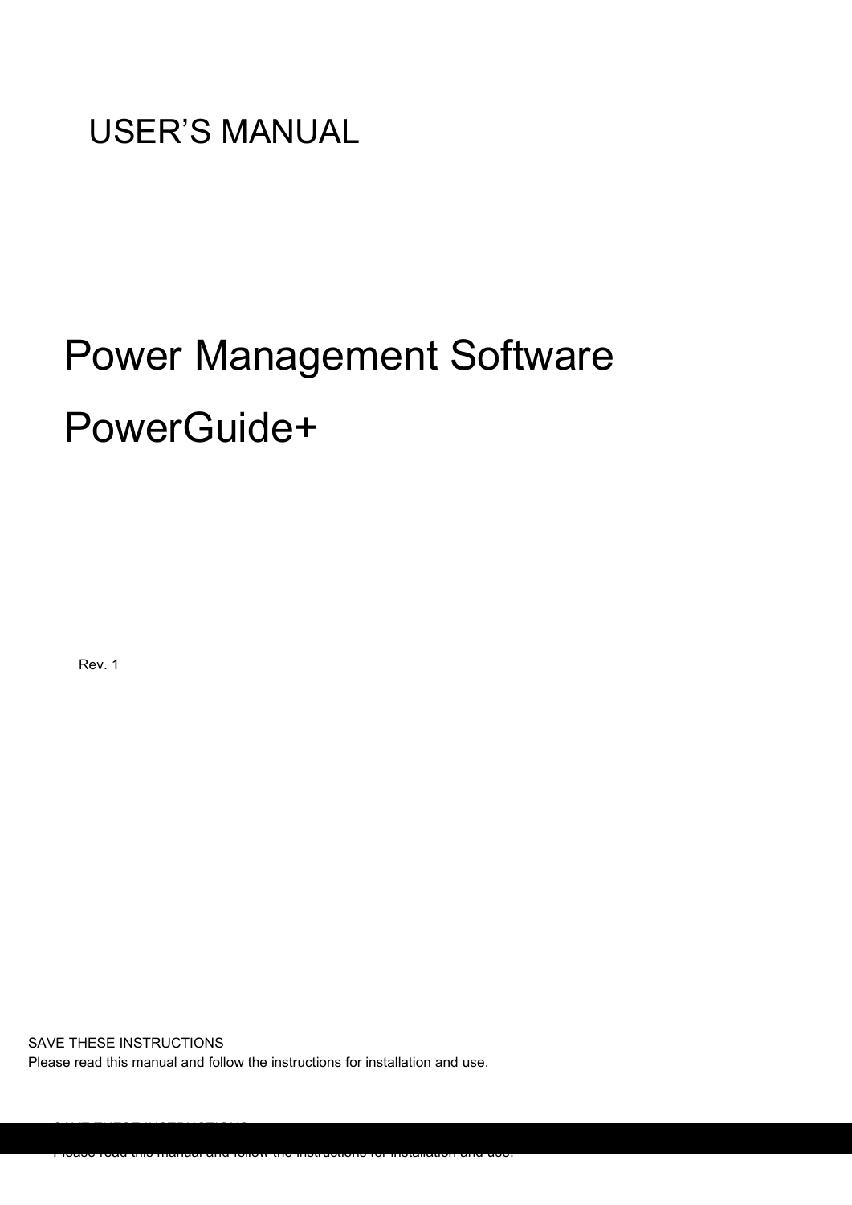# USER'S MANUAL

# Power Management Software

# PowerGuide+

Rev. 1

SAVE THESE INSTRUCTIONS

Please read this manual and follow the instructions for installation and use.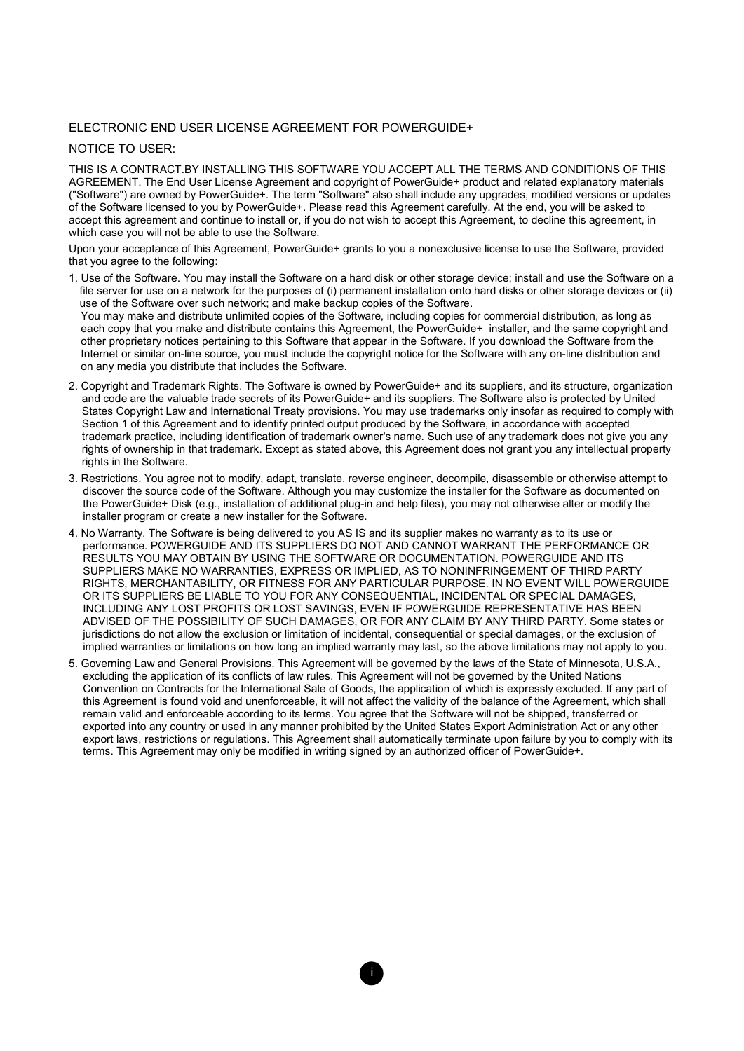ELECTRONIC END USER LICENSE AGREEMENT FOR POWERGUIDE+

NOTICE TO USER:

THIS IS A CONTRACT.BY INSTALLING THIS SOFTWARE YOU ACCEPT ALL THE TERMS AND CONDITIONS OF THIS AGREEMENT. The End User License Agreement and copyright of PowerGuide+ product and related explanatory materials ("Software") are owned by PowerGuide+. The term "Software" also shall include any upgrades, modified versions or updates of the Software licensed to you by PowerGuide+. Please read this Agreement carefully. At the end, you will be asked to accept this agreement and continue to install or, if you do not wish to accept this Agreement, to decline this agreement, in which case you will not be able to use the Software.

Upon your acceptance of this Agreement, PowerGuide+ grants to you a nonexclusive license to use the Software, provided that you agree to the following:

1. Use of the Software. You may install the Software on a hard disk or other storage device; install and use the Software on a file server for use on a network for the purposes of (i) permanent installation onto hard disks or other storage devices or (ii) use of the Software over such network; and make backup copies of the Software.
   You may make and distribute unlimited copies of the Software, including copies for commercial distribution, as long as each copy that you make and distribute contains this Agreement, the PowerGuide+ installer, and the same copyright and other proprietary notices pertaining to this Software that appear in the Software. If you download the Software from the Internet or similar on-line source, you must include the copyright notice for the Software with any on-line distribution and on any media you distribute that includes the Software.

2. Copyright and Trademark Rights. The Software is owned by PowerGuide+ and its suppliers, and its structure, organization and code are the valuable trade secrets of its PowerGuide+ and its suppliers. The Software also is protected by United States Copyright Law and International Treaty provisions. You may use trademarks only insofar as required to comply with Section 1 of this Agreement and to identify printed output produced by the Software, in accordance with accepted trademark practice, including identification of trademark owner's name. Such use of any trademark does not give you any rights of ownership in that trademark. Except as stated above, this Agreement does not grant you any intellectual property rights in the Software.

3. Restrictions. You agree not to modify, adapt, translate, reverse engineer, decompile, disassemble or otherwise attempt to discover the source code of the Software. Although you may customize the installer for the Software as documented on the PowerGuide+ Disk (e.g., installation of additional plug-in and help files), you may not otherwise alter or modify the installer program or create a new installer for the Software.

4. No Warranty. The Software is being delivered to you AS IS and its supplier makes no warranty as to its use or performance. POWERGUIDE AND ITS SUPPLIERS DO NOT AND CANNOT WARRANT THE PERFORMANCE OR RESULTS YOU MAY OBTAIN BY USING THE SOFTWARE OR DOCUMENTATION. POWERGUIDE AND ITS SUPPLIERS MAKE NO WARRANTIES, EXPRESS OR IMPLIED, AS TO NONINFRINGEMENT OF THIRD PARTY RIGHTS, MERCHANTABILITY, OR FITNESS FOR ANY PARTICULAR PURPOSE. IN NO EVENT WILL POWERGUIDE OR ITS SUPPLIERS BE LIABLE TO YOU FOR ANY CONSEQUENTIAL, INCIDENTAL OR SPECIAL DAMAGES, INCLUDING ANY LOST PROFITS OR LOST SAVINGS, EVEN IF POWERGUIDE REPRESENTATIVE HAS BEEN ADVISED OF THE POSSIBILITY OF SUCH DAMAGES, OR FOR ANY CLAIM BY ANY THIRD PARTY. Some states or jurisdictions do not allow the exclusion or limitation of incidental, consequential or special damages, or the exclusion of implied warranties or limitations on how long an implied warranty may last, so the above limitations may not apply to you.

5. Governing Law and General Provisions. This Agreement will be governed by the laws of the State of Minnesota, U.S.A., excluding the application of its conflicts of law rules. This Agreement will not be governed by the United Nations Convention on Contracts for the International Sale of Goods, the application of which is expressly excluded. If any part of this Agreement is found void and unenforceable, it will not affect the validity of the balance of the Agreement, which shall remain valid and enforceable according to its terms. You agree that the Software will not be shipped, transferred or exported into any country or used in any manner prohibited by the United States Export Administration Act or any other export laws, restrictions or regulations. This Agreement shall automatically terminate upon failure by you to comply with its terms. This Agreement may only be modified in writing signed by an authorized officer of PowerGuide+.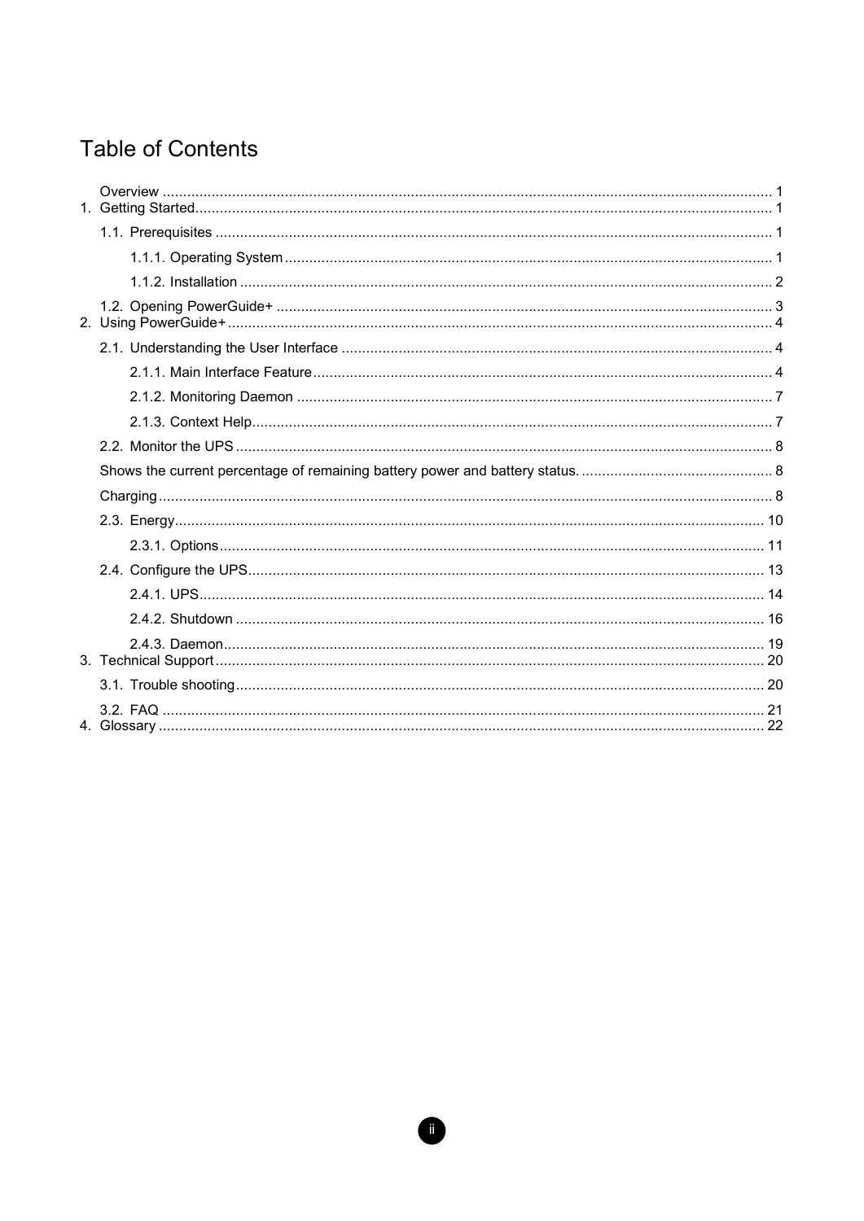# Table of Contents

Overview .......... 1

1. Getting Started .......... 1
   - 1.1. Prerequisites .......... 1
     - 1.1.1. Operating System .......... 1
     - 1.1.2. Installation .......... 2
   - 1.2. Opening PowerGuide+ .......... 3
2. Using PowerGuide+ .......... 4
   - 2.1. Understanding the User Interface .......... 4
     - 2.1.1. Main Interface Feature .......... 4
     - 2.1.2. Monitoring Daemon .......... 7
     - 2.1.3. Context Help .......... 7
   - 2.2. Monitor the UPS .......... 8
   - Shows the current percentage of remaining battery power and battery status. .......... 8
   - Charging .......... 8
   - 2.3. Energy .......... 10
     - 2.3.1. Options .......... 11
   - 2.4. Configure the UPS .......... 13
     - 2.4.1. UPS .......... 14
     - 2.4.2. Shutdown .......... 16
     - 2.4.3. Daemon .......... 19
3. Technical Support .......... 20
   - 3.1. Trouble shooting .......... 20
   - 3.2. FAQ .......... 21
4. Glossary .......... 22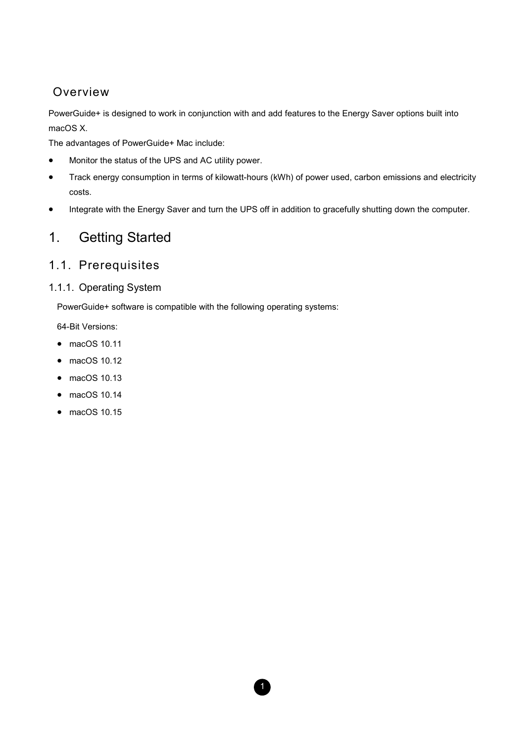## Overview

PowerGuide+ is designed to work in conjunction with and add features to the Energy Saver options built into macOS X.

The advantages of PowerGuide+ Mac include:

- Monitor the status of the UPS and AC utility power.
- Track energy consumption in terms of kilowatt-hours (kWh) of power used, carbon emissions and electricity costs.
- Integrate with the Energy Saver and turn the UPS off in addition to gracefully shutting down the computer.

# 1. Getting Started

## 1.1. Prerequisites

### 1.1.1. Operating System

PowerGuide+ software is compatible with the following operating systems:

64-Bit Versions:

- macOS 10.11
- macOS 10.12
- macOS 10.13
- macOS 10.14
- macOS 10.15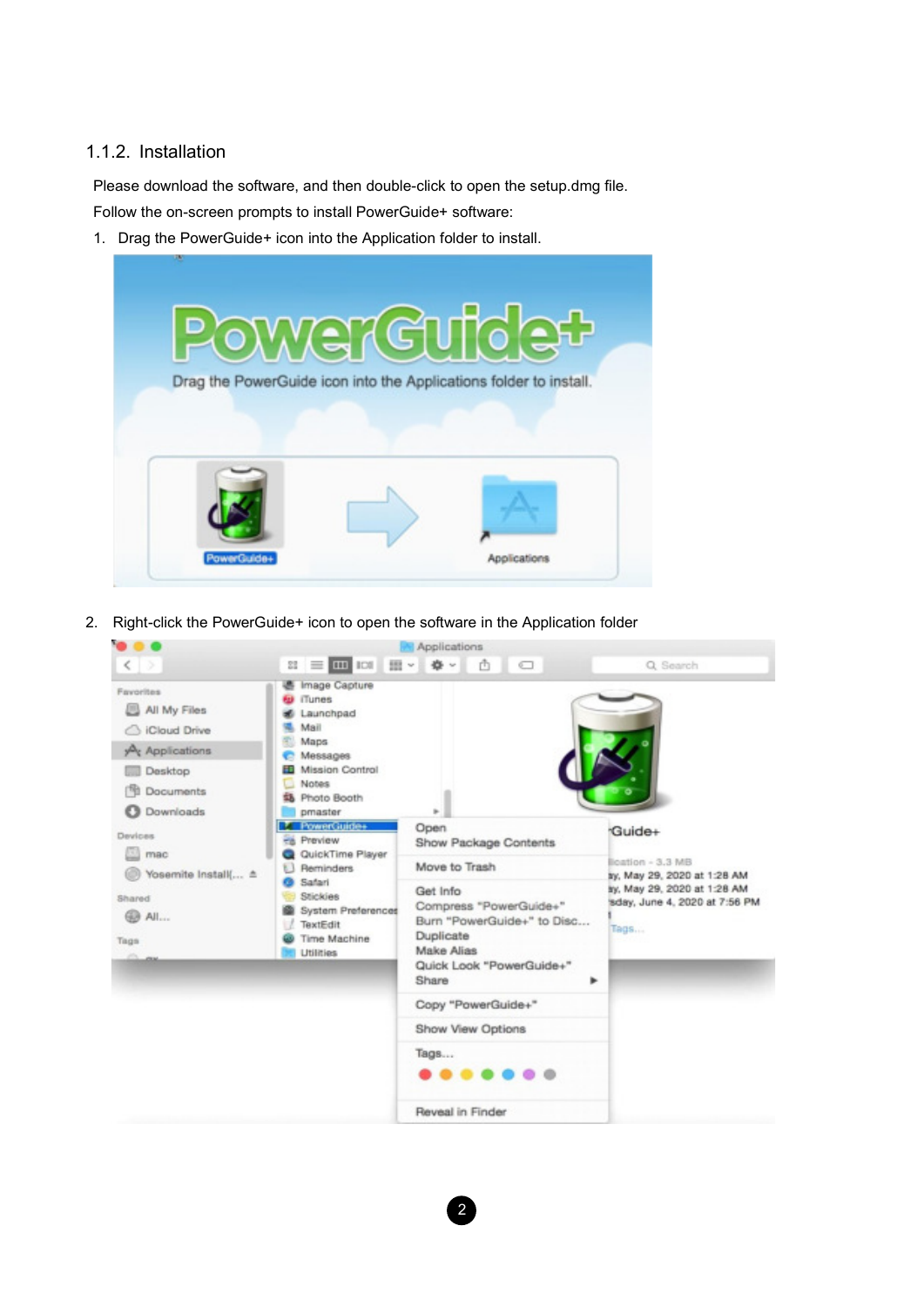### 1.1.2. Installation

Please download the software, and then double-click to open the setup.dmg file.

Follow the on-screen prompts to install PowerGuide+ software:

1. Drag the PowerGuide+ icon into the Application folder to install.

2. Right-click the PowerGuide+ icon to open the software in the Application folder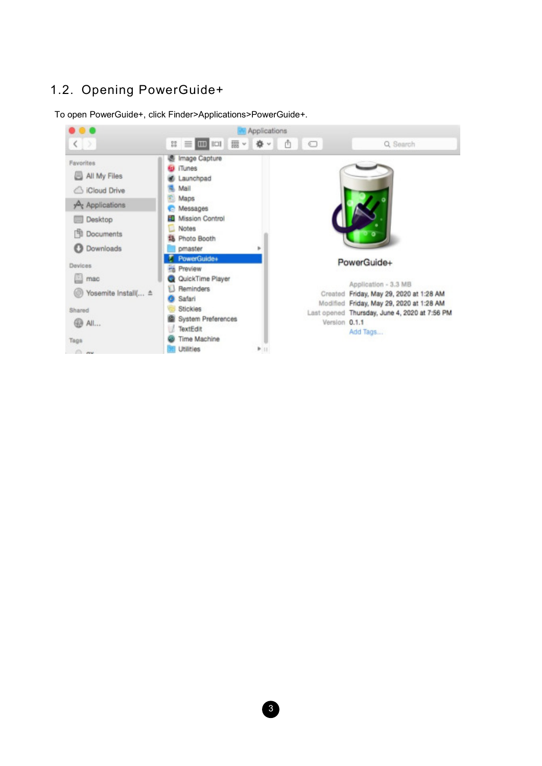## 1.2. Opening PowerGuide+

To open PowerGuide+, click Finder>Applications>PowerGuide+.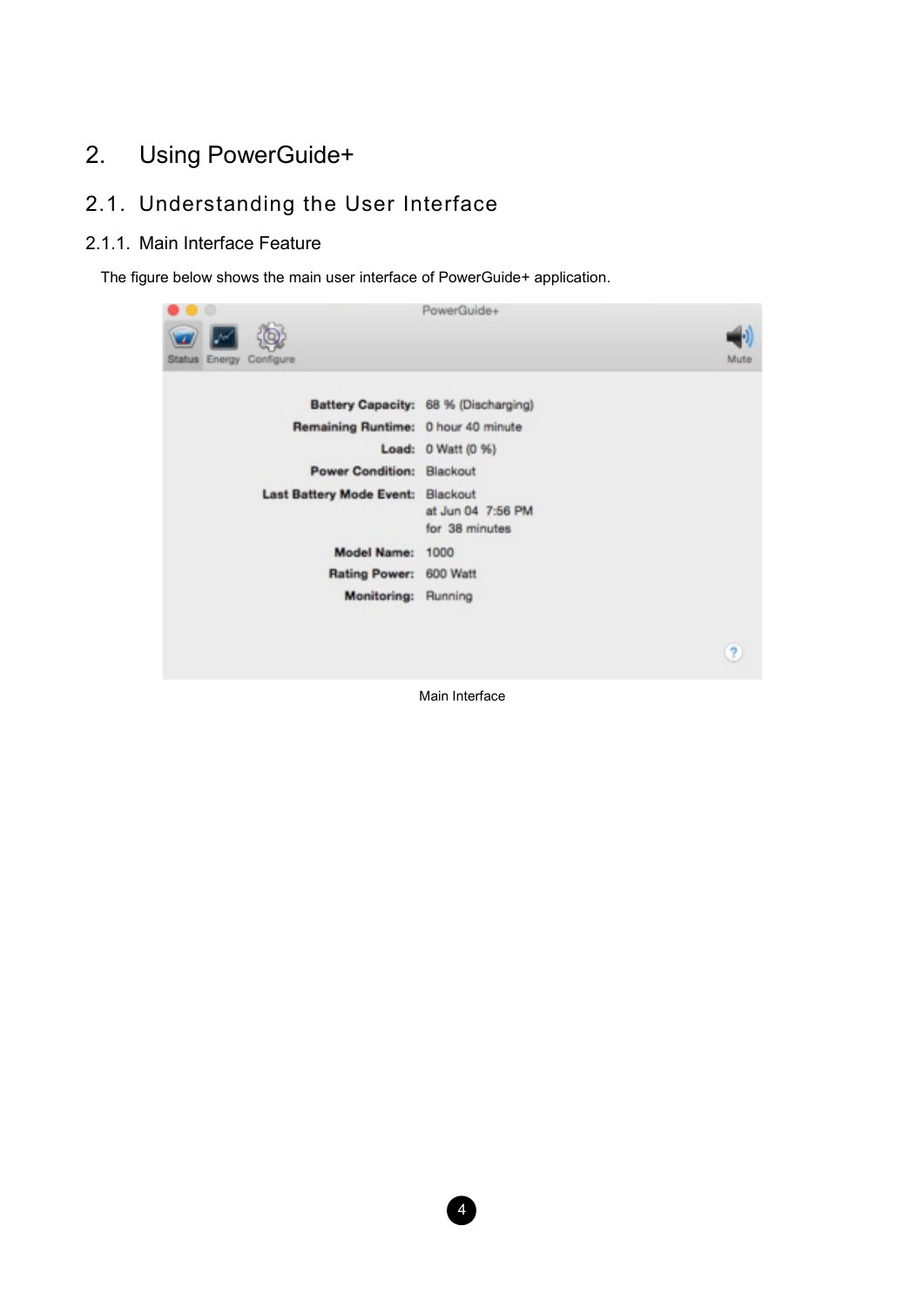# 2. Using PowerGuide+

## 2.1. Understanding the User Interface

### 2.1.1. Main Interface Feature

The figure below shows the main user interface of PowerGuide+ application.

Main Interface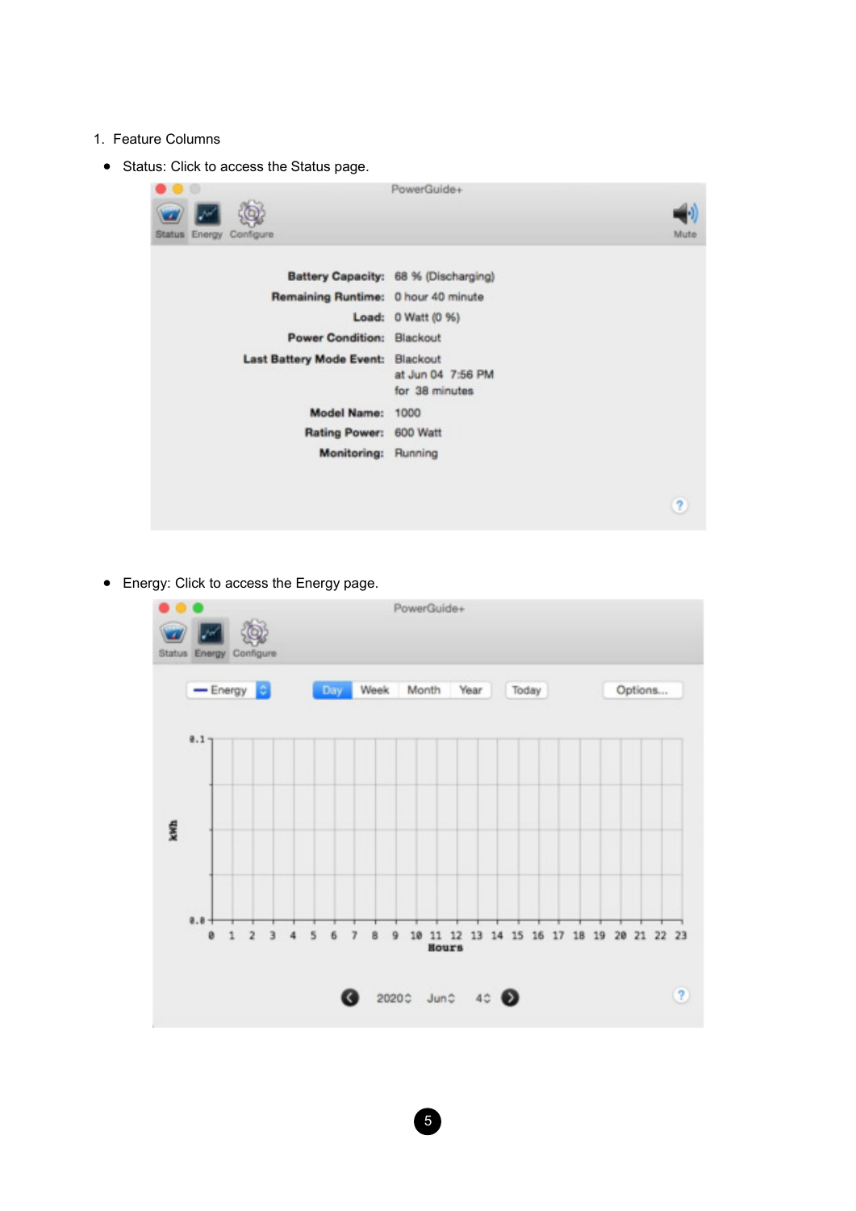1. Feature Columns

- Status: Click to access the Status page.

- Energy: Click to access the Energy page.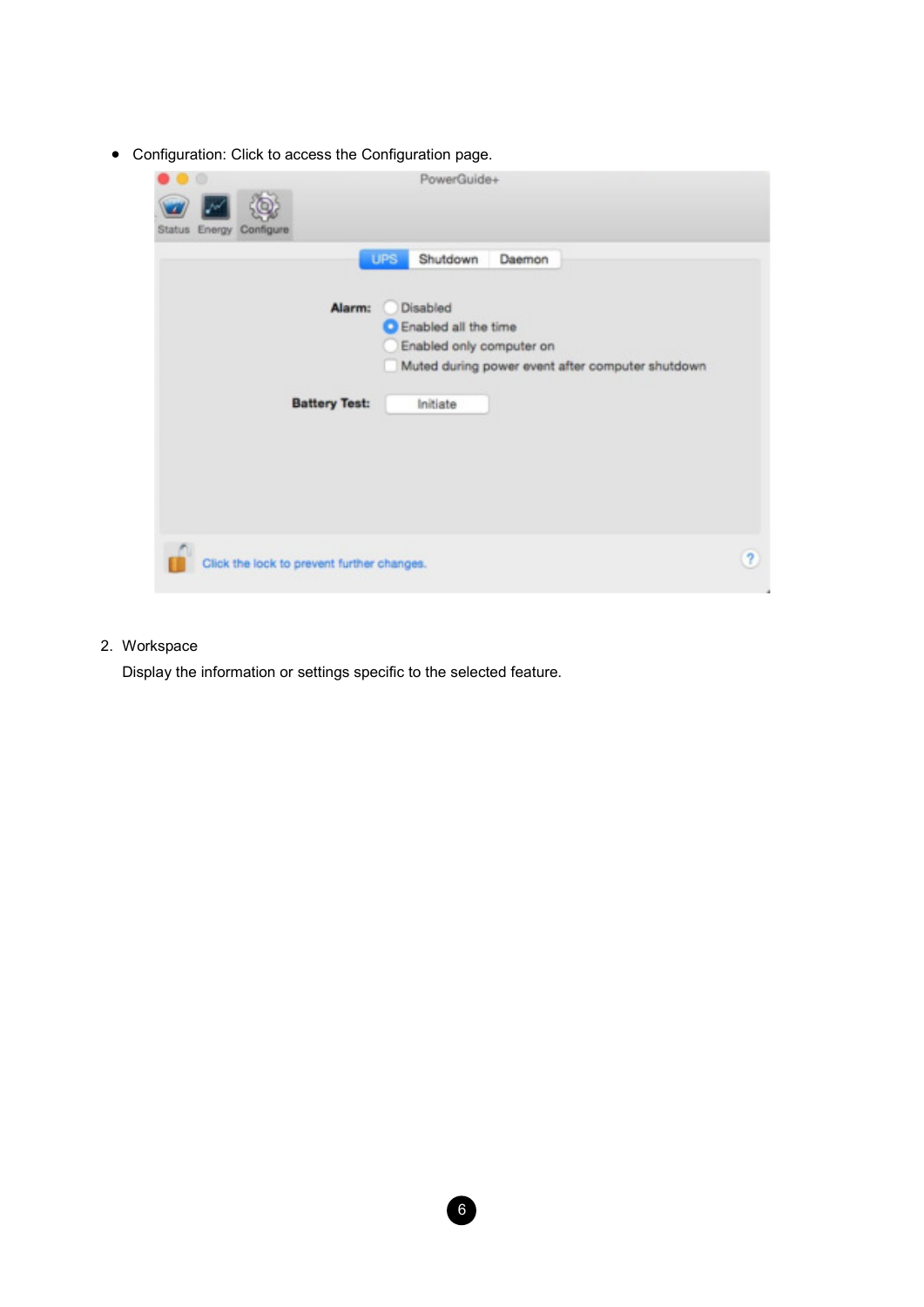- Configuration: Click to access the Configuration page.

2. Workspace

   Display the information or settings specific to the selected feature.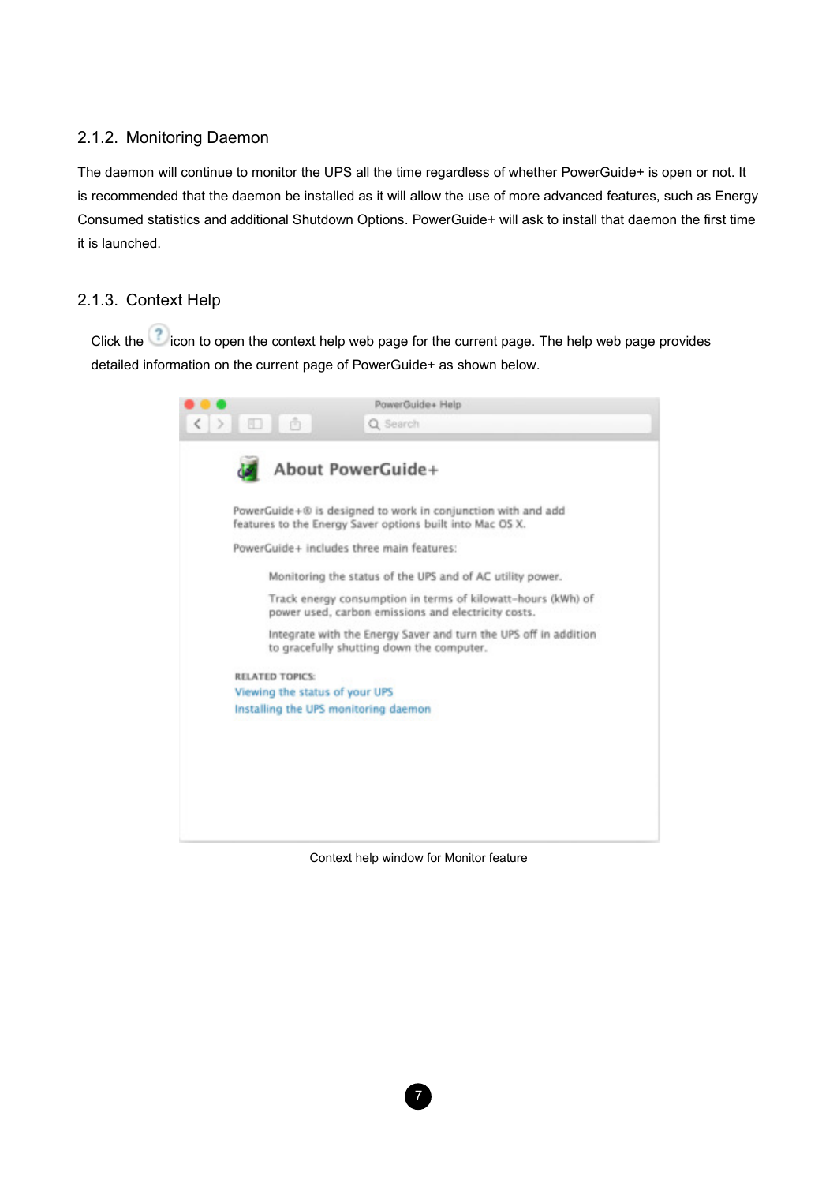### 2.1.2. Monitoring Daemon

The daemon will continue to monitor the UPS all the time regardless of whether PowerGuide+ is open or not. It is recommended that the daemon be installed as it will allow the use of more advanced features, such as Energy Consumed statistics and additional Shutdown Options. PowerGuide+ will ask to install that daemon the first time it is launched.

### 2.1.3. Context Help

Click the icon to open the context help web page for the current page. The help web page provides detailed information on the current page of PowerGuide+ as shown below.

Context help window for Monitor feature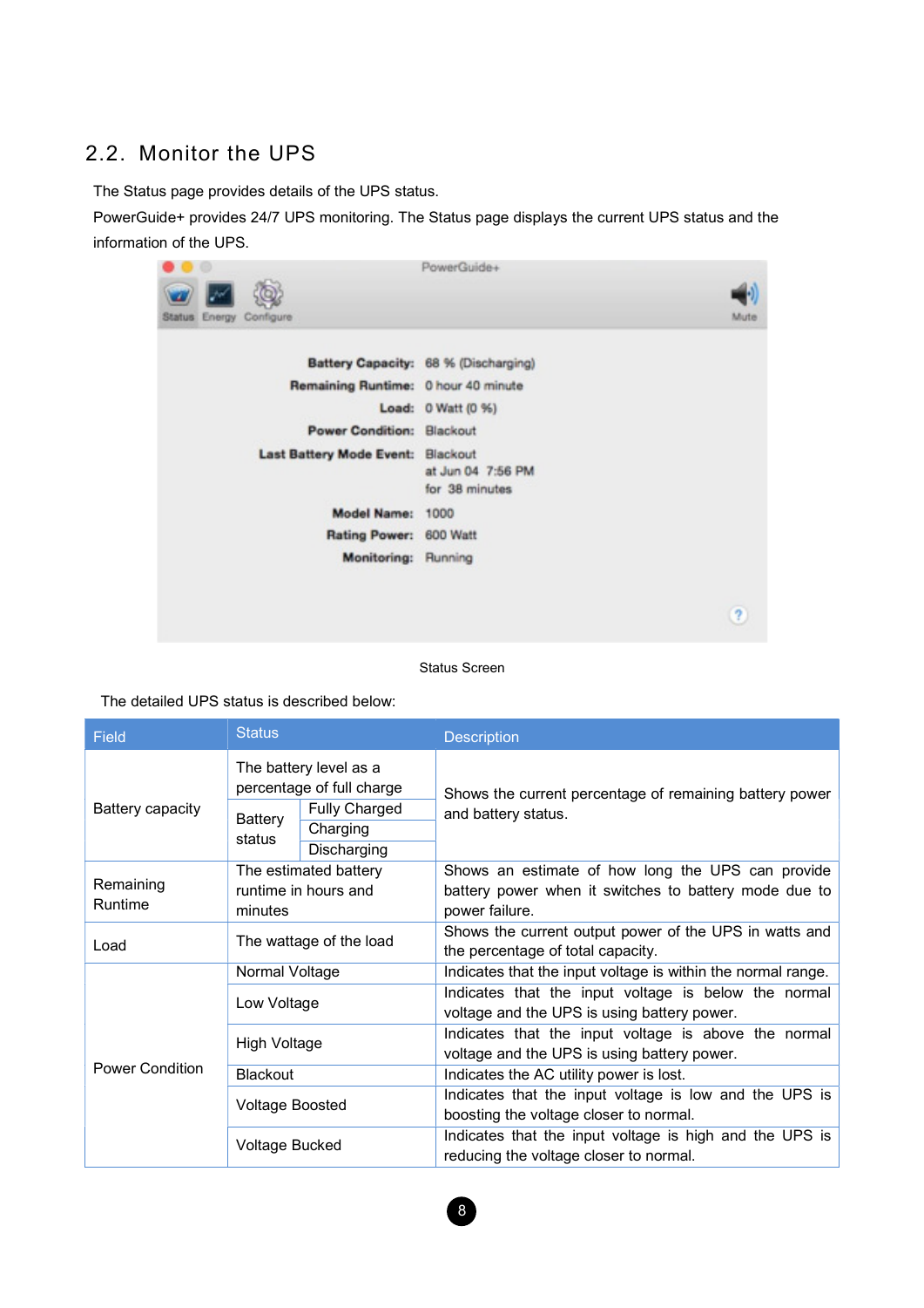## 2.2. Monitor the UPS

The Status page provides details of the UPS status.

PowerGuide+ provides 24/7 UPS monitoring. The Status page displays the current UPS status and the information of the UPS.

Status Screen

The detailed UPS status is described below:

| Field | Status | Description |
|---|---|---|
| Battery capacity | The battery level as a percentage of full charge<br>Battery status: Fully Charged / Charging / Discharging | Shows the current percentage of remaining battery power and battery status. |
| Remaining Runtime | The estimated battery runtime in hours and minutes | Shows an estimate of how long the UPS can provide battery power when it switches to battery mode due to power failure. |
| Load | The wattage of the load | Shows the current output power of the UPS in watts and the percentage of total capacity. |
| Power Condition | Normal Voltage | Indicates that the input voltage is within the normal range. |
| | Low Voltage | Indicates that the input voltage is below the normal voltage and the UPS is using battery power. |
| | High Voltage | Indicates that the input voltage is above the normal voltage and the UPS is using battery power. |
| | Blackout | Indicates the AC utility power is lost. |
| | Voltage Boosted | Indicates that the input voltage is low and the UPS is boosting the voltage closer to normal. |
| | Voltage Bucked | Indicates that the input voltage is high and the UPS is reducing the voltage closer to normal. |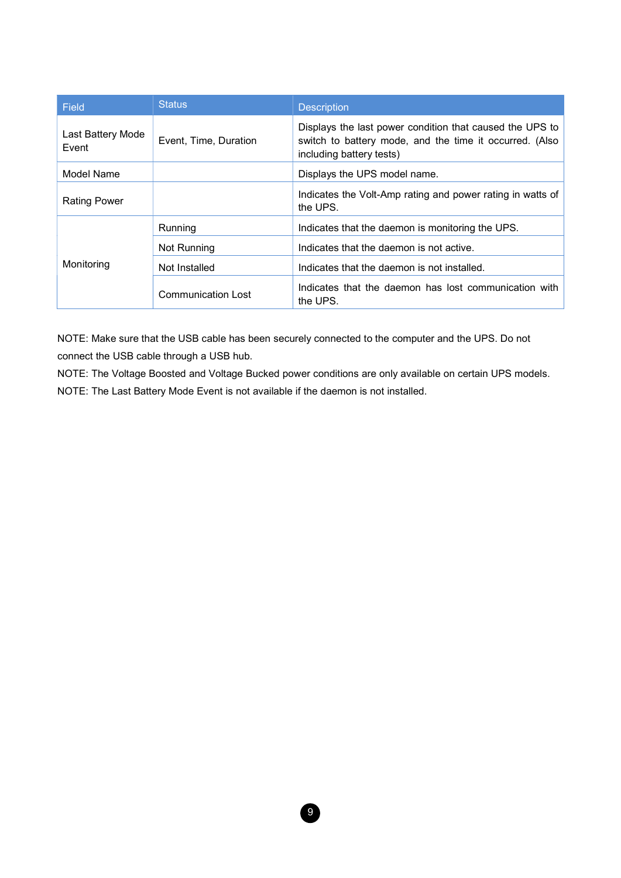| Field | Status | Description |
| --- | --- | --- |
| Last Battery Mode Event | Event, Time, Duration | Displays the last power condition that caused the UPS to switch to battery mode, and the time it occurred. (Also including battery tests) |
| Model Name | | Displays the UPS model name. |
| Rating Power | | Indicates the Volt-Amp rating and power rating in watts of the UPS. |
| Monitoring | Running | Indicates that the daemon is monitoring the UPS. |
| | Not Running | Indicates that the daemon is not active. |
| | Not Installed | Indicates that the daemon is not installed. |
| | Communication Lost | Indicates that the daemon has lost communication with the UPS. |

NOTE: Make sure that the USB cable has been securely connected to the computer and the UPS. Do not connect the USB cable through a USB hub.

NOTE: The Voltage Boosted and Voltage Bucked power conditions are only available on certain UPS models.

NOTE: The Last Battery Mode Event is not available if the daemon is not installed.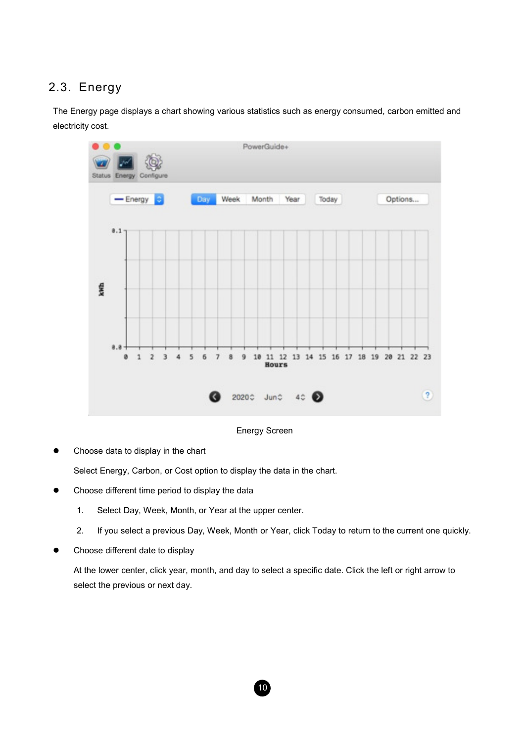## 2.3. Energy

The Energy page displays a chart showing various statistics such as energy consumed, carbon emitted and electricity cost.

Energy Screen

- Choose data to display in the chart

  Select Energy, Carbon, or Cost option to display the data in the chart.

- Choose different time period to display the data

  1. Select Day, Week, Month, or Year at the upper center.
  2. If you select a previous Day, Week, Month or Year, click Today to return to the current one quickly.

- Choose different date to display

  At the lower center, click year, month, and day to select a specific date. Click the left or right arrow to select the previous or next day.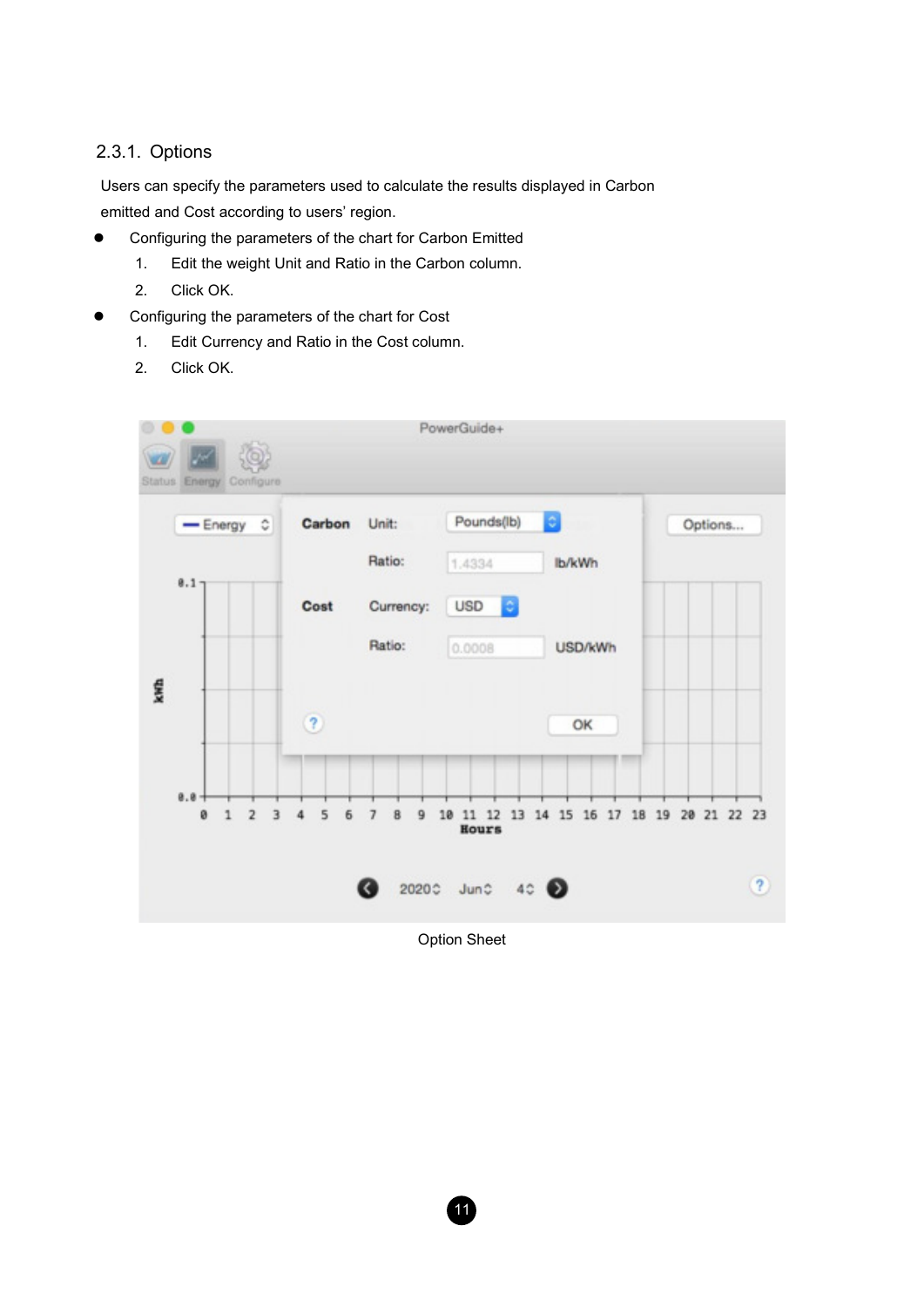### 2.3.1. Options

Users can specify the parameters used to calculate the results displayed in Carbon emitted and Cost according to users' region.

- Configuring the parameters of the chart for Carbon Emitted
  1. Edit the weight Unit and Ratio in the Carbon column.
  2. Click OK.
- Configuring the parameters of the chart for Cost
  1. Edit Currency and Ratio in the Cost column.
  2. Click OK.

Option Sheet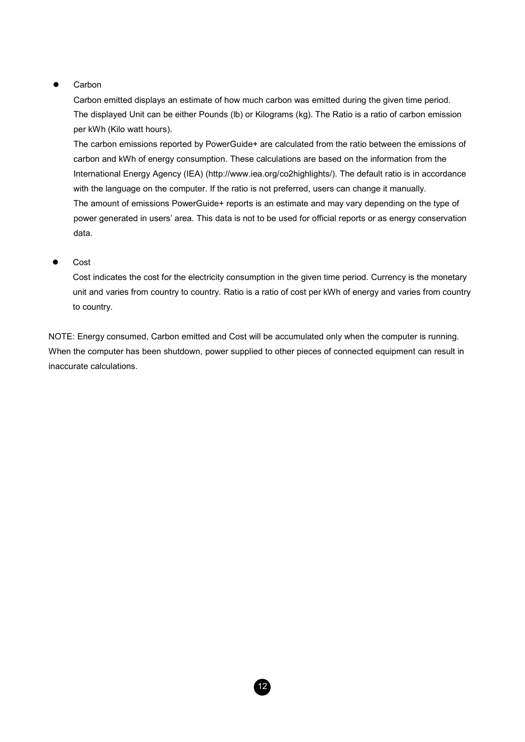- Carbon

  Carbon emitted displays an estimate of how much carbon was emitted during the given time period. The displayed Unit can be either Pounds (lb) or Kilograms (kg). The Ratio is a ratio of carbon emission per kWh (Kilo watt hours).

  The carbon emissions reported by PowerGuide+ are calculated from the ratio between the emissions of carbon and kWh of energy consumption. These calculations are based on the information from the International Energy Agency (IEA) (http://www.iea.org/co2highlights/). The default ratio is in accordance with the language on the computer. If the ratio is not preferred, users can change it manually.

  The amount of emissions PowerGuide+ reports is an estimate and may vary depending on the type of power generated in users' area. This data is not to be used for official reports or as energy conservation data.

- Cost

  Cost indicates the cost for the electricity consumption in the given time period. Currency is the monetary unit and varies from country to country. Ratio is a ratio of cost per kWh of energy and varies from country to country.

NOTE: Energy consumed, Carbon emitted and Cost will be accumulated only when the computer is running. When the computer has been shutdown, power supplied to other pieces of connected equipment can result in inaccurate calculations.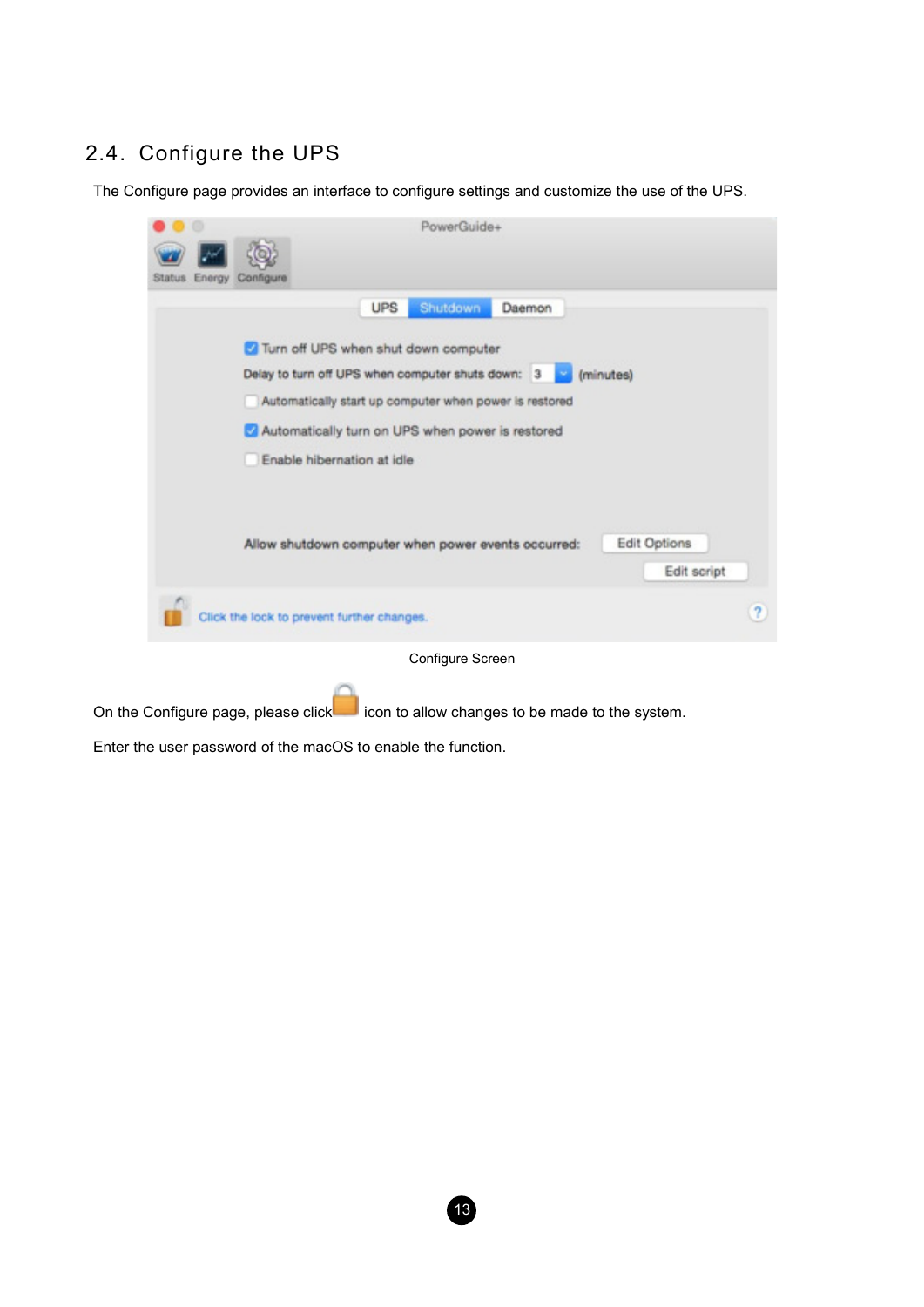## 2.4. Configure the UPS

The Configure page provides an interface to configure settings and customize the use of the UPS.

Configure Screen

On the Configure page, please click icon to allow changes to be made to the system.

Enter the user password of the macOS to enable the function.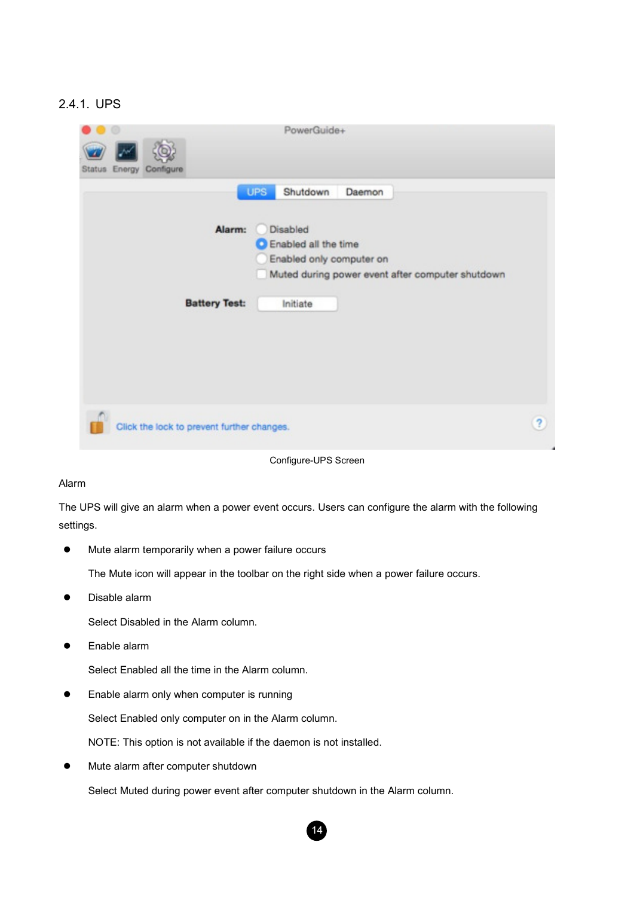### 2.4.1. UPS

Configure-UPS Screen

Alarm

The UPS will give an alarm when a power event occurs. Users can configure the alarm with the following settings.

- Mute alarm temporarily when a power failure occurs

  The Mute icon will appear in the toolbar on the right side when a power failure occurs.

- Disable alarm

  Select Disabled in the Alarm column.

- Enable alarm

  Select Enabled all the time in the Alarm column.

- Enable alarm only when computer is running

  Select Enabled only computer on in the Alarm column.

  NOTE: This option is not available if the daemon is not installed.

- Mute alarm after computer shutdown

  Select Muted during power event after computer shutdown in the Alarm column.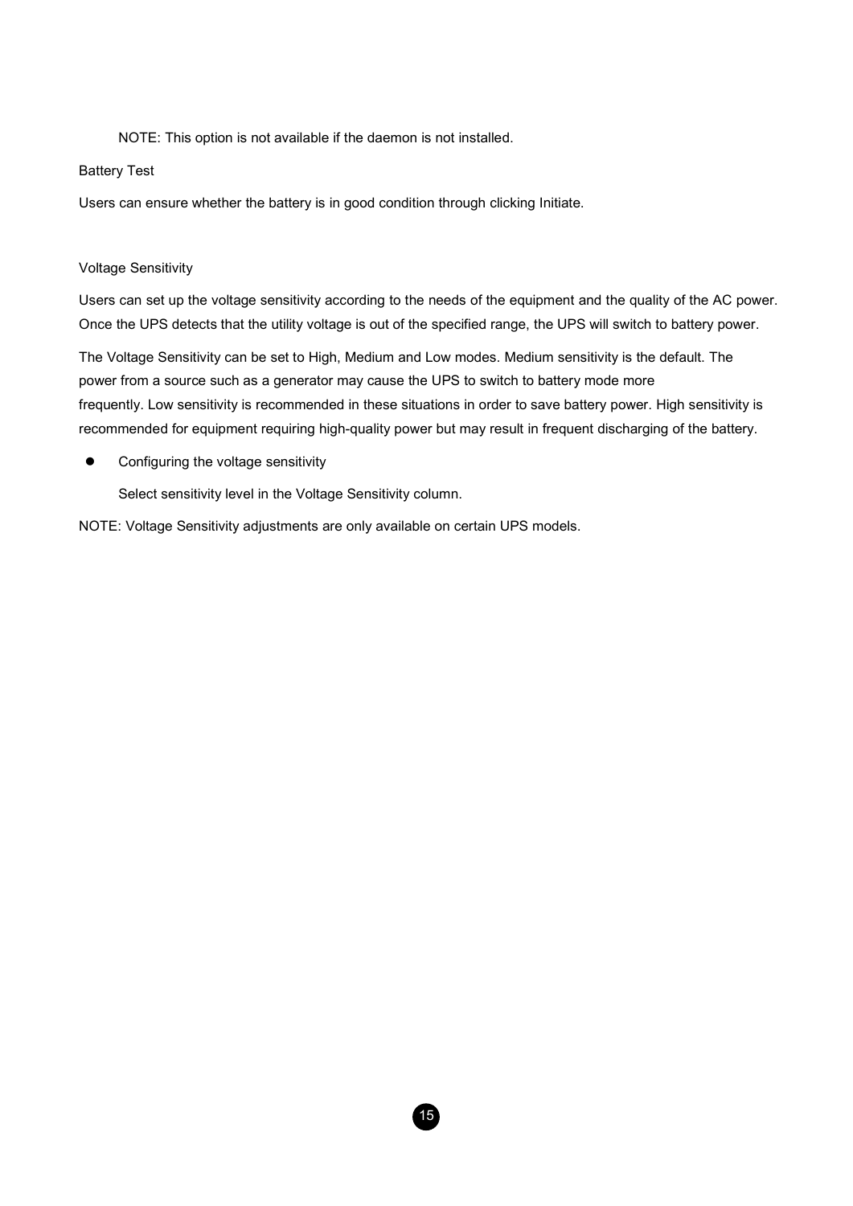NOTE: This option is not available if the daemon is not installed.

Battery Test

Users can ensure whether the battery is in good condition through clicking Initiate.

Voltage Sensitivity

Users can set up the voltage sensitivity according to the needs of the equipment and the quality of the AC power. Once the UPS detects that the utility voltage is out of the specified range, the UPS will switch to battery power.

The Voltage Sensitivity can be set to High, Medium and Low modes. Medium sensitivity is the default. The power from a source such as a generator may cause the UPS to switch to battery mode more frequently. Low sensitivity is recommended in these situations in order to save battery power. High sensitivity is recommended for equipment requiring high-quality power but may result in frequent discharging of the battery.

- Configuring the voltage sensitivity

  Select sensitivity level in the Voltage Sensitivity column.

NOTE: Voltage Sensitivity adjustments are only available on certain UPS models.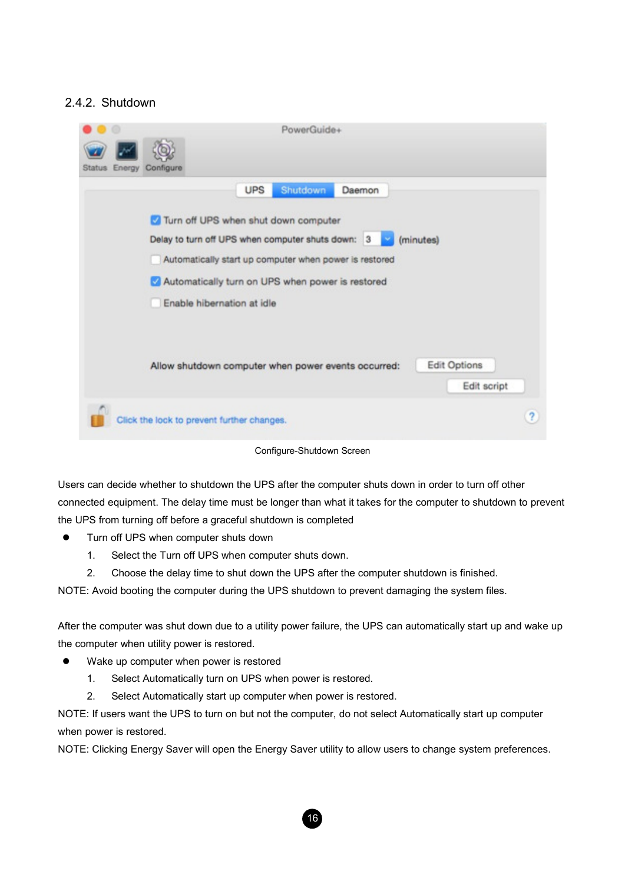### 2.4.2. Shutdown

Configure-Shutdown Screen

Users can decide whether to shutdown the UPS after the computer shuts down in order to turn off other connected equipment. The delay time must be longer than what it takes for the computer to shutdown to prevent the UPS from turning off before a graceful shutdown is completed

- Turn off UPS when computer shuts down
  1. Select the Turn off UPS when computer shuts down.
  2. Choose the delay time to shut down the UPS after the computer shutdown is finished.

NOTE: Avoid booting the computer during the UPS shutdown to prevent damaging the system files.

After the computer was shut down due to a utility power failure, the UPS can automatically start up and wake up the computer when utility power is restored.

- Wake up computer when power is restored
  1. Select Automatically turn on UPS when power is restored.
  2. Select Automatically start up computer when power is restored.

NOTE: If users want the UPS to turn on but not the computer, do not select Automatically start up computer when power is restored.

NOTE: Clicking Energy Saver will open the Energy Saver utility to allow users to change system preferences.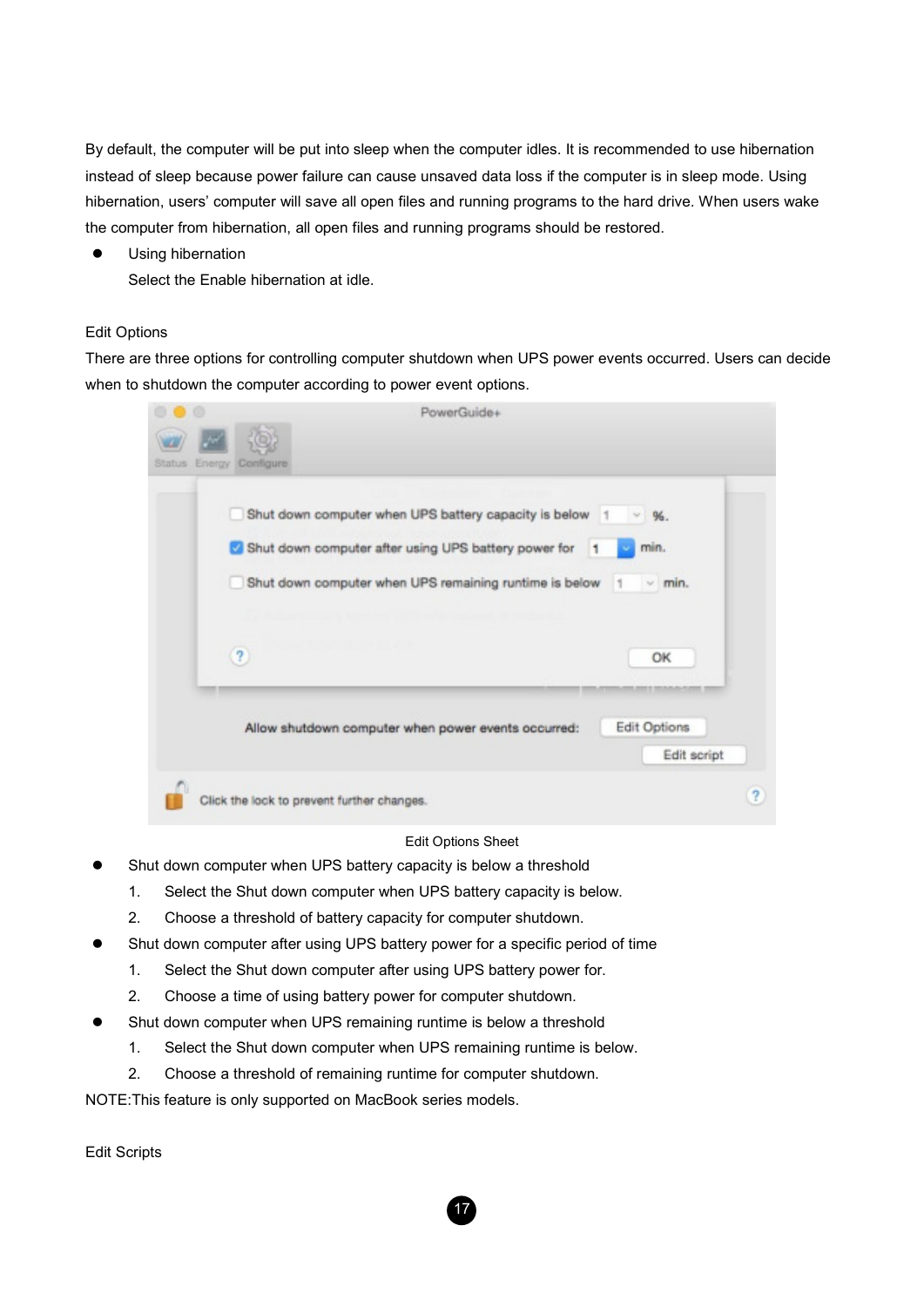By default, the computer will be put into sleep when the computer idles. It is recommended to use hibernation instead of sleep because power failure can cause unsaved data loss if the computer is in sleep mode. Using hibernation, users' computer will save all open files and running programs to the hard drive. When users wake the computer from hibernation, all open files and running programs should be restored.

- Using hibernation

  Select the Enable hibernation at idle.

Edit Options

There are three options for controlling computer shutdown when UPS power events occurred. Users can decide when to shutdown the computer according to power event options.

Edit Options Sheet

- Shut down computer when UPS battery capacity is below a threshold
  1. Select the Shut down computer when UPS battery capacity is below.
  2. Choose a threshold of battery capacity for computer shutdown.
- Shut down computer after using UPS battery power for a specific period of time
  1. Select the Shut down computer after using UPS battery power for.
  2. Choose a time of using battery power for computer shutdown.
- Shut down computer when UPS remaining runtime is below a threshold
  1. Select the Shut down computer when UPS remaining runtime is below.
  2. Choose a threshold of remaining runtime for computer shutdown.

NOTE:This feature is only supported on MacBook series models.

Edit Scripts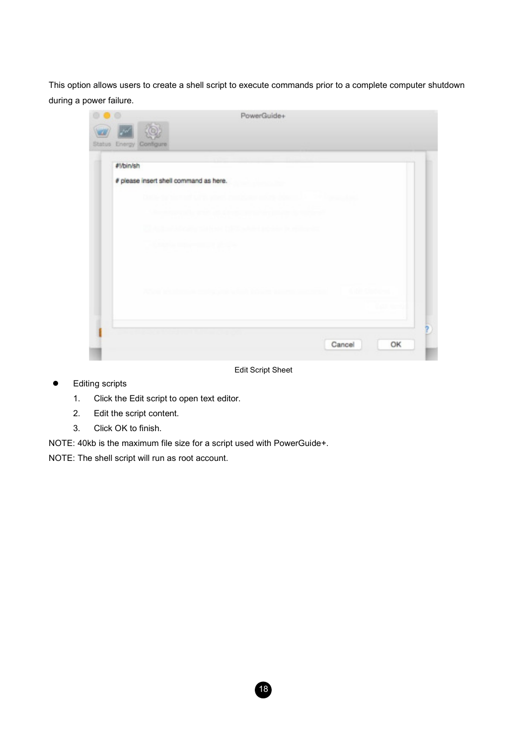This option allows users to create a shell script to execute commands prior to a complete computer shutdown during a power failure.

Edit Script Sheet

- Editing scripts
    1. Click the Edit script to open text editor.
    2. Edit the script content.
    3. Click OK to finish.

NOTE: 40kb is the maximum file size for a script used with PowerGuide+.

NOTE: The shell script will run as root account.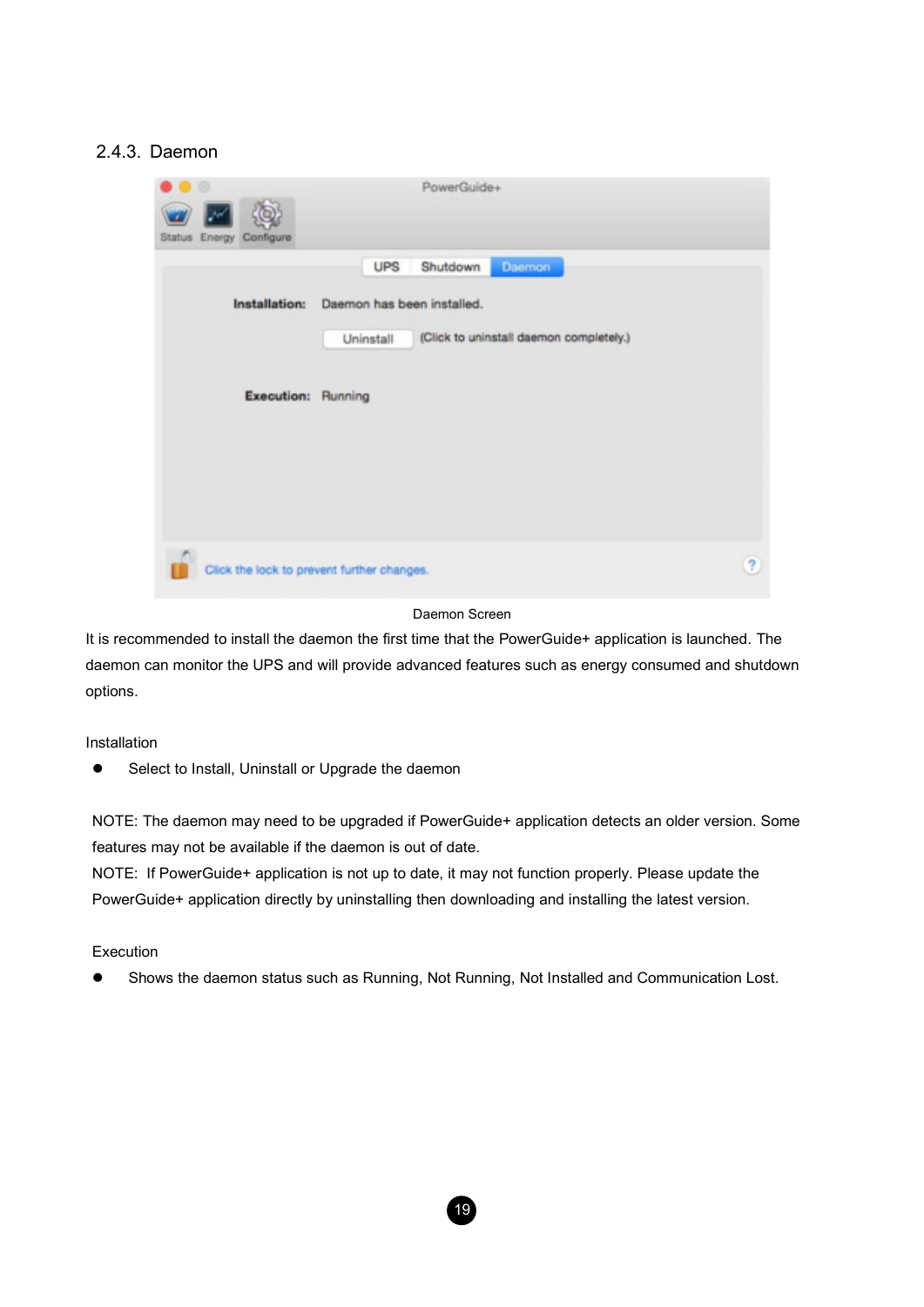### 2.4.3. Daemon

Daemon Screen

It is recommended to install the daemon the first time that the PowerGuide+ application is launched. The daemon can monitor the UPS and will provide advanced features such as energy consumed and shutdown options.

Installation

- Select to Install, Uninstall or Upgrade the daemon

NOTE: The daemon may need to be upgraded if PowerGuide+ application detects an older version. Some features may not be available if the daemon is out of date.
NOTE: If PowerGuide+ application is not up to date, it may not function properly. Please update the PowerGuide+ application directly by uninstalling then downloading and installing the latest version.

Execution

- Shows the daemon status such as Running, Not Running, Not Installed and Communication Lost.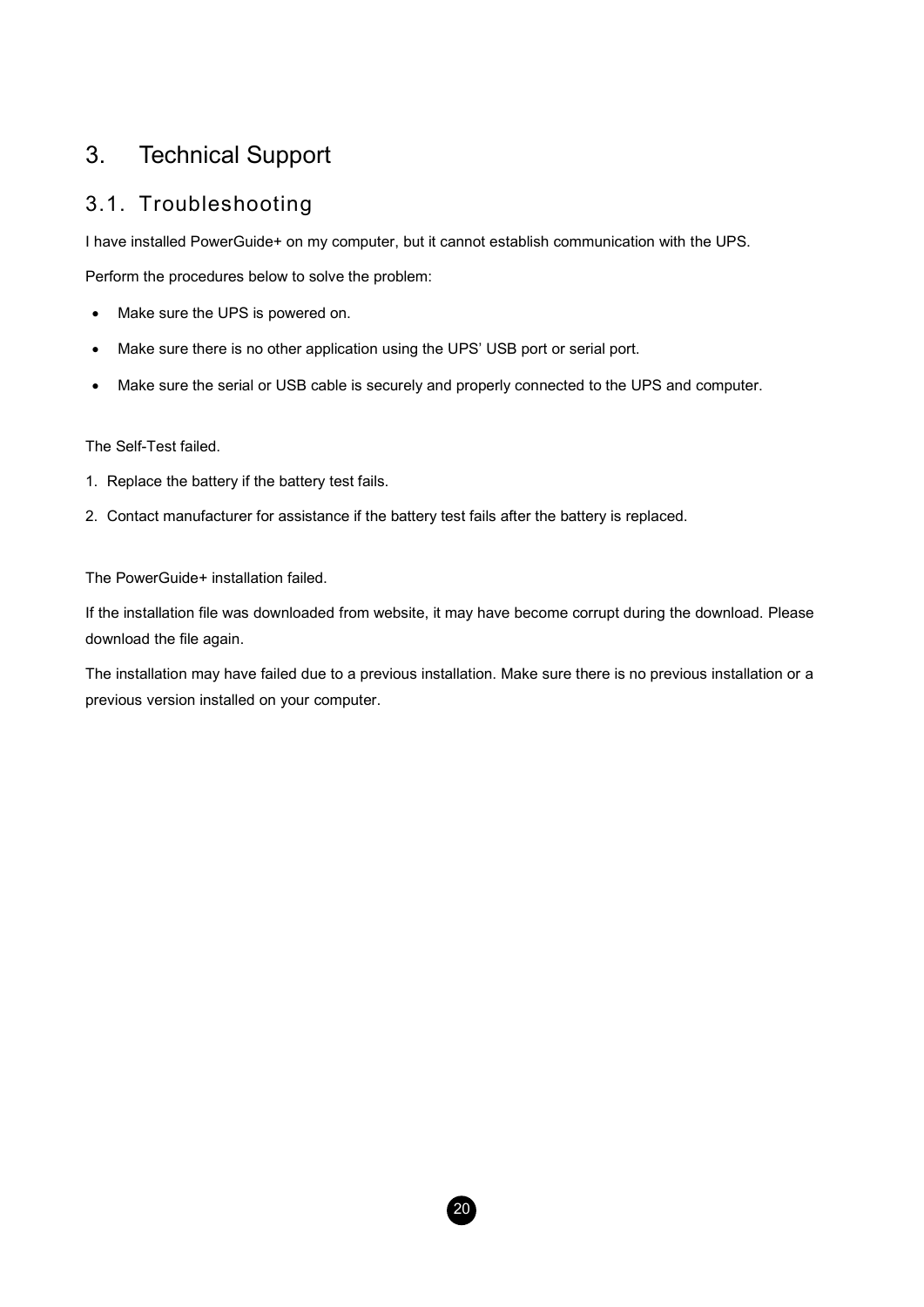# 3. Technical Support

## 3.1. Troubleshooting

I have installed PowerGuide+ on my computer, but it cannot establish communication with the UPS.

Perform the procedures below to solve the problem:

- Make sure the UPS is powered on.
- Make sure there is no other application using the UPS' USB port or serial port.
- Make sure the serial or USB cable is securely and properly connected to the UPS and computer.

The Self-Test failed.

1. Replace the battery if the battery test fails.
2. Contact manufacturer for assistance if the battery test fails after the battery is replaced.

The PowerGuide+ installation failed.

If the installation file was downloaded from website, it may have become corrupt during the download. Please download the file again.

The installation may have failed due to a previous installation. Make sure there is no previous installation or a previous version installed on your computer.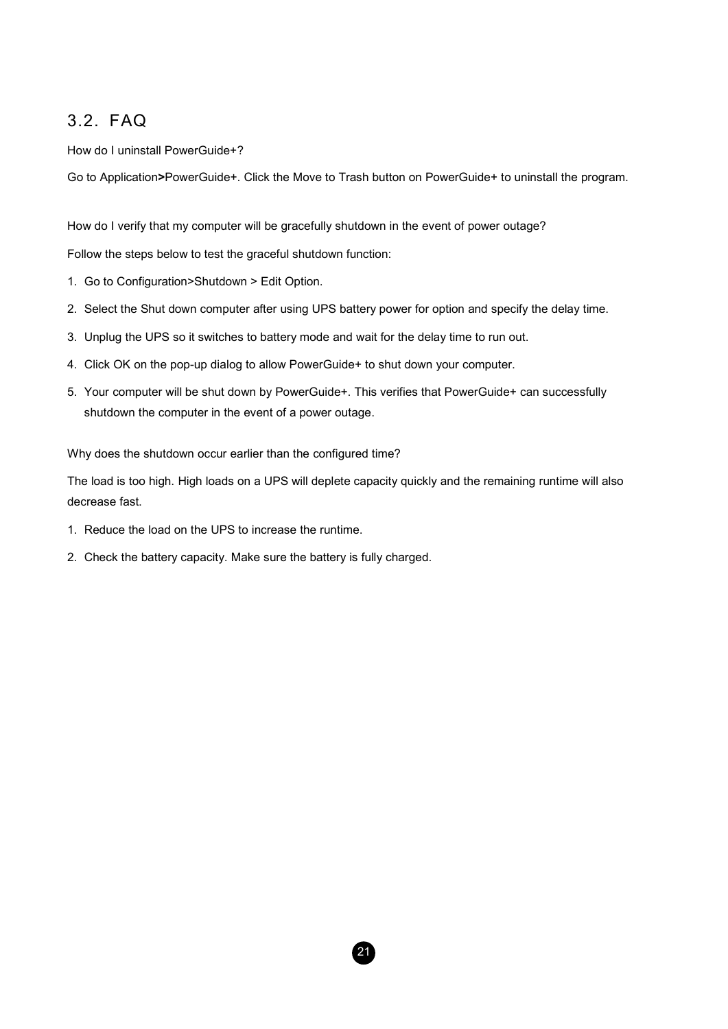## 3.2. FAQ

How do I uninstall PowerGuide+?

Go to Application**>**PowerGuide+. Click the Move to Trash button on PowerGuide+ to uninstall the program.

How do I verify that my computer will be gracefully shutdown in the event of power outage?

Follow the steps below to test the graceful shutdown function:

1. Go to Configuration>Shutdown > Edit Option.
2. Select the Shut down computer after using UPS battery power for option and specify the delay time.
3. Unplug the UPS so it switches to battery mode and wait for the delay time to run out.
4. Click OK on the pop-up dialog to allow PowerGuide+ to shut down your computer.
5. Your computer will be shut down by PowerGuide+. This verifies that PowerGuide+ can successfully shutdown the computer in the event of a power outage.

Why does the shutdown occur earlier than the configured time?

The load is too high. High loads on a UPS will deplete capacity quickly and the remaining runtime will also decrease fast.

1. Reduce the load on the UPS to increase the runtime.
2. Check the battery capacity. Make sure the battery is fully charged.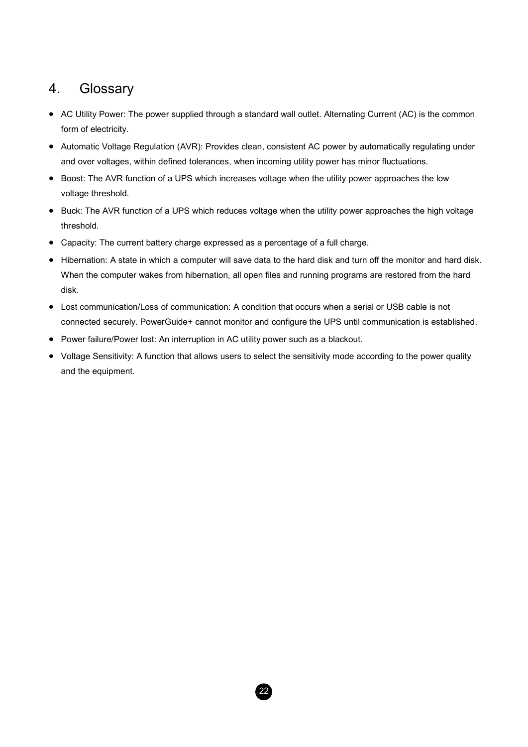# 4. Glossary

- AC Utility Power: The power supplied through a standard wall outlet. Alternating Current (AC) is the common form of electricity.
- Automatic Voltage Regulation (AVR): Provides clean, consistent AC power by automatically regulating under and over voltages, within defined tolerances, when incoming utility power has minor fluctuations.
- Boost: The AVR function of a UPS which increases voltage when the utility power approaches the low voltage threshold.
- Buck: The AVR function of a UPS which reduces voltage when the utility power approaches the high voltage threshold.
- Capacity: The current battery charge expressed as a percentage of a full charge.
- Hibernation: A state in which a computer will save data to the hard disk and turn off the monitor and hard disk. When the computer wakes from hibernation, all open files and running programs are restored from the hard disk.
- Lost communication/Loss of communication: A condition that occurs when a serial or USB cable is not connected securely. PowerGuide+ cannot monitor and configure the UPS until communication is established.
- Power failure/Power lost: An interruption in AC utility power such as a blackout.
- Voltage Sensitivity: A function that allows users to select the sensitivity mode according to the power quality and the equipment.